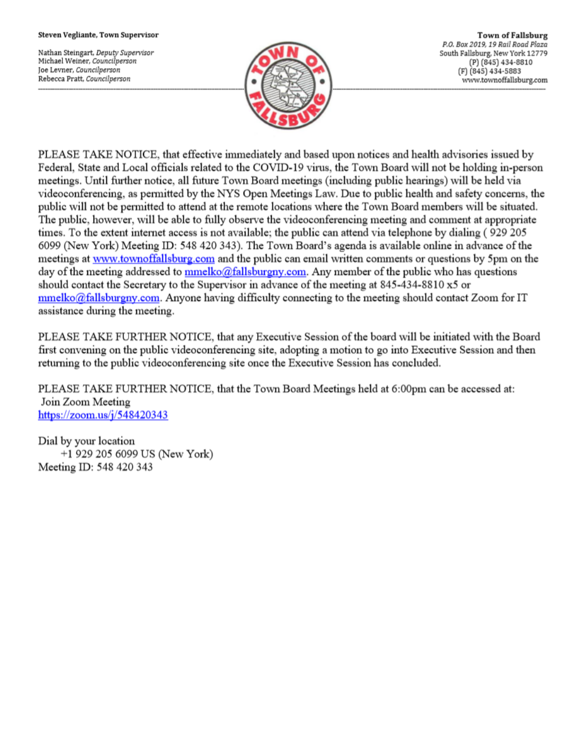**Steven Vegliante, Town Supervisor**

Nathan Steingart, *Deputy Supervisor*
Michael Weiner, *Councilperson*
Joe Levner, *Councilperson*
Rebecca Pratt, *Councilperson*

**Town of Fallsburg**
*P.O. Box 2019, 19 Rail Road Plaza*
South Fallsburg, New York 12779
(P) (845) 434-8810
(F) (845) 434-5883
www.townoffallsburg.com

PLEASE TAKE NOTICE, that effective immediately and based upon notices and health advisories issued by Federal, State and Local officials related to the COVID-19 virus, the Town Board will not be holding in-person meetings. Until further notice, all future Town Board meetings (including public hearings) will be held via videoconferencing, as permitted by the NYS Open Meetings Law. Due to public health and safety concerns, the public will not be permitted to attend at the remote locations where the Town Board members will be situated. The public, however, will be able to fully observe the videoconferencing meeting and comment at appropriate times. To the extent internet access is not available; the public can attend via telephone by dialing ( 929 205 6099 (New York) Meeting ID: 548 420 343). The Town Board's agenda is available online in advance of the meetings at www.townoffallsburg.com and the public can email written comments or questions by 5pm on the day of the meeting addressed to mmelko@fallsburgny.com. Any member of the public who has questions should contact the Secretary to the Supervisor in advance of the meeting at 845-434-8810 x5 or mmelko@fallsburgny.com. Anyone having difficulty connecting to the meeting should contact Zoom for IT assistance during the meeting.

PLEASE TAKE FURTHER NOTICE, that any Executive Session of the board will be initiated with the Board first convening on the public videoconferencing site, adopting a motion to go into Executive Session and then returning to the public videoconferencing site once the Executive Session has concluded.

PLEASE TAKE FURTHER NOTICE, that the Town Board Meetings held at 6:00pm can be accessed at:
Join Zoom Meeting
https://zoom.us/j/548420343

Dial by your location
+1 929 205 6099 US (New York)
Meeting ID: 548 420 343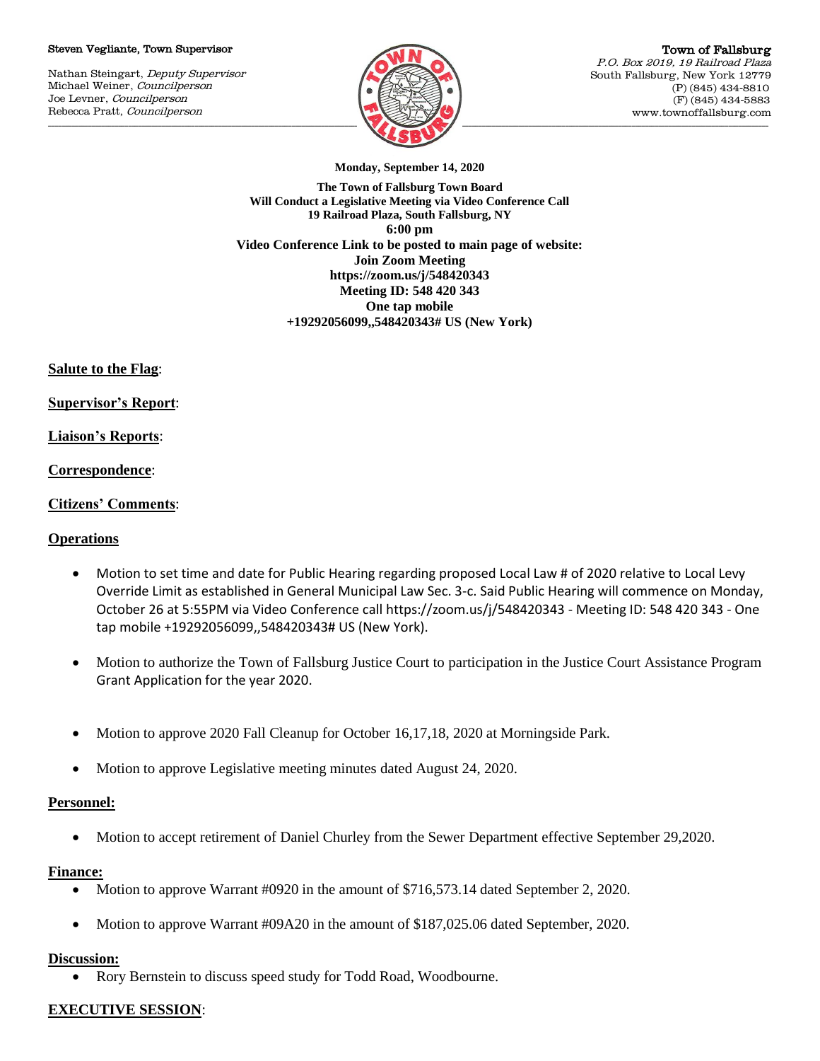Steven Vegliante, Town Supervisor

Nathan Steingart, *Deputy Supervisor*
Michael Weiner, *Councilperson*
Joe Levner, *Councilperson*
Rebecca Pratt, *Councilperson*

Town of Fallsburg
*P.O. Box 2019, 19 Railroad Plaza*
South Fallsburg, New York 12779
(P) (845) 434-8810
(F) (845) 434-5883
www.townoffallsburg.com

**Monday, September 14, 2020**

**The Town of Fallsburg Town Board**
**Will Conduct a Legislative Meeting via Video Conference Call**
**19 Railroad Plaza, South Fallsburg, NY**
**6:00 pm**
**Video Conference Link to be posted to main page of website:**
**Join Zoom Meeting**
**https://zoom.us/j/548420343**
**Meeting ID: 548 420 343**
**One tap mobile**
**+19292056099,,548420343# US (New York)**

**Salute to the Flag**:

**Supervisor's Report**:

**Liaison's Reports**:

**Correspondence**:

**Citizens' Comments**:

**Operations**

- Motion to set time and date for Public Hearing regarding proposed Local Law # of 2020 relative to Local Levy Override Limit as established in General Municipal Law Sec. 3-c. Said Public Hearing will commence on Monday, October 26 at 5:55PM via Video Conference call https://zoom.us/j/548420343 - Meeting ID: 548 420 343 - One tap mobile +19292056099,,548420343# US (New York).

- Motion to authorize the Town of Fallsburg Justice Court to participation in the Justice Court Assistance Program Grant Application for the year 2020.

- Motion to approve 2020 Fall Cleanup for October 16,17,18, 2020 at Morningside Park.

- Motion to approve Legislative meeting minutes dated August 24, 2020.

**Personnel:**

- Motion to accept retirement of Daniel Churley from the Sewer Department effective September 29,2020.

**Finance:**

- Motion to approve Warrant #0920 in the amount of $716,573.14 dated September 2, 2020.

- Motion to approve Warrant #09A20 in the amount of $187,025.06 dated September, 2020.

**Discussion:**

- Rory Bernstein to discuss speed study for Todd Road, Woodbourne.

**EXECUTIVE SESSION**: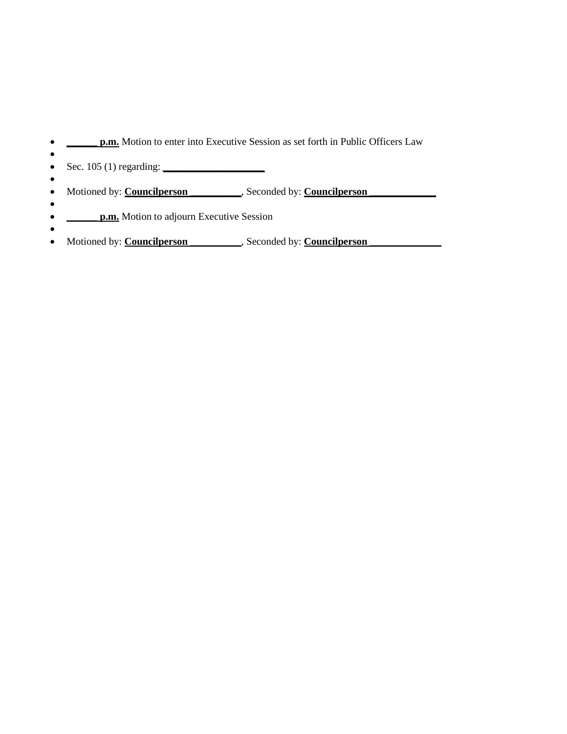- **______ p.m.** Motion to enter into Executive Session as set forth in Public Officers Law
- 
- Sec. 105 (1) regarding: **____________________**
- 
- Motioned by: **Councilperson __________**, Seconded by: **Councilperson _____________**
- 
- **______ p.m.** Motion to adjourn Executive Session
- 
- Motioned by: **Councilperson __________**, Seconded by: **Councilperson ______________**